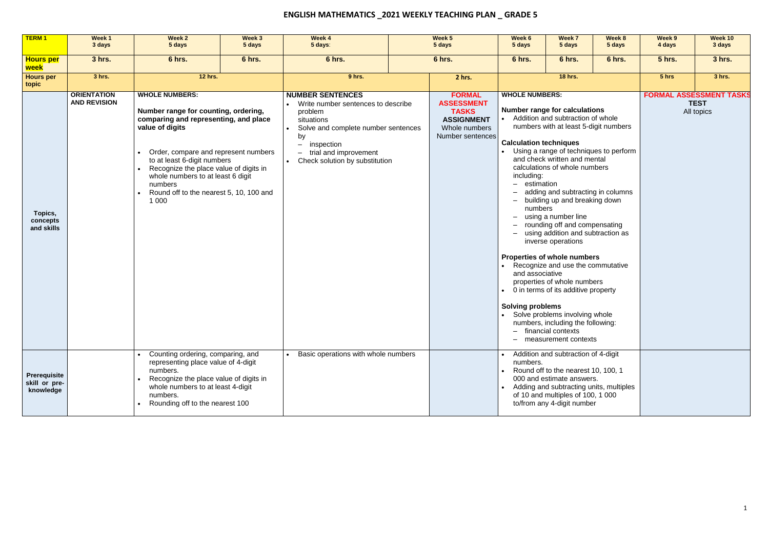# ENGLISH MATHEMATICS _2021 WEEKLY TEACHING PLAN _ GRADE 5

| TERM 1 | Week 1<br>3 days | Week 2<br>5 days | Week 3<br>5 days | Week 4<br>5 days: | Week 5<br>5 days | | Week 6<br>5 days | Week 7<br>5 days | Week 8<br>5 days | Week 9<br>4 days | Week 10<br>3 days |
|---|---|---|---|---|---|---|---|---|---|---|---|
| **Hours per week** | 3 hrs. | 6 hrs. | 6 hrs. | 6 hrs. | 6 hrs. | | 6 hrs. | 6 hrs. | 6 hrs. | 5 hrs. | 3 hrs. |
| **Hours per topic** | 3 hrs. | 12 hrs. | | 9 hrs. | | 2 hrs. | 18 hrs. | | | 5 hrs | 3 hrs. |
| **Topics, concepts and skills** | **ORIENTATION AND REVISION** | **WHOLE NUMBERS:**<br><br>**Number range for counting, ordering, comparing and representing, and place value of digits**<br><br>• Order, compare and represent numbers to at least 6-digit numbers<br>• Recognize the place value of digits in whole numbers to at least 6 digit numbers<br>• Round off to the nearest 5, 10, 100 and 1 000 | | **NUMBER SENTENCES**<br>• Write number sentences to describe problem situations<br>• Solve and complete number sentences by<br>– inspection<br>– trial and improvement<br>• Check solution by substitution | | **FORMAL ASSESSMENT TASKS**<br>**ASSIGNMENT**<br>Whole numbers<br>Number sentences | **WHOLE NUMBERS:**<br><br>**Number range for calculations**<br>• Addition and subtraction of whole numbers with at least 5-digit numbers<br><br>**Calculation techniques**<br>• Using a range of techniques to perform and check written and mental calculations of whole numbers including:<br>– estimation<br>– adding and subtracting in columns<br>– building up and breaking down numbers<br>– using a number line<br>– rounding off and compensating<br>– using addition and subtraction as inverse operations<br><br>**Properties of whole numbers**<br>• Recognize and use the commutative and associative properties of whole numbers<br>• 0 in terms of its additive property<br><br>**Solving problems**<br>• Solve problems involving whole numbers, including the following:<br>– financial contexts<br>– measurement contexts | | | **FORMAL ASSESSMENT TASKS**<br>**TEST**<br>All topics | |
| **Prerequisite skill or pre-knowledge** | | • Counting ordering, comparing, and representing place value of 4-digit numbers.<br>• Recognize the place value of digits in whole numbers to at least 4-digit numbers.<br>• Rounding off to the nearest 100 | | • Basic operations with whole numbers | | | • Addition and subtraction of 4-digit numbers.<br>• Round off to the nearest 10, 100, 1 000 and estimate answers.<br>• Adding and subtracting units, multiples of 10 and multiples of 100, 1 000 to/from any 4-digit number | | | | |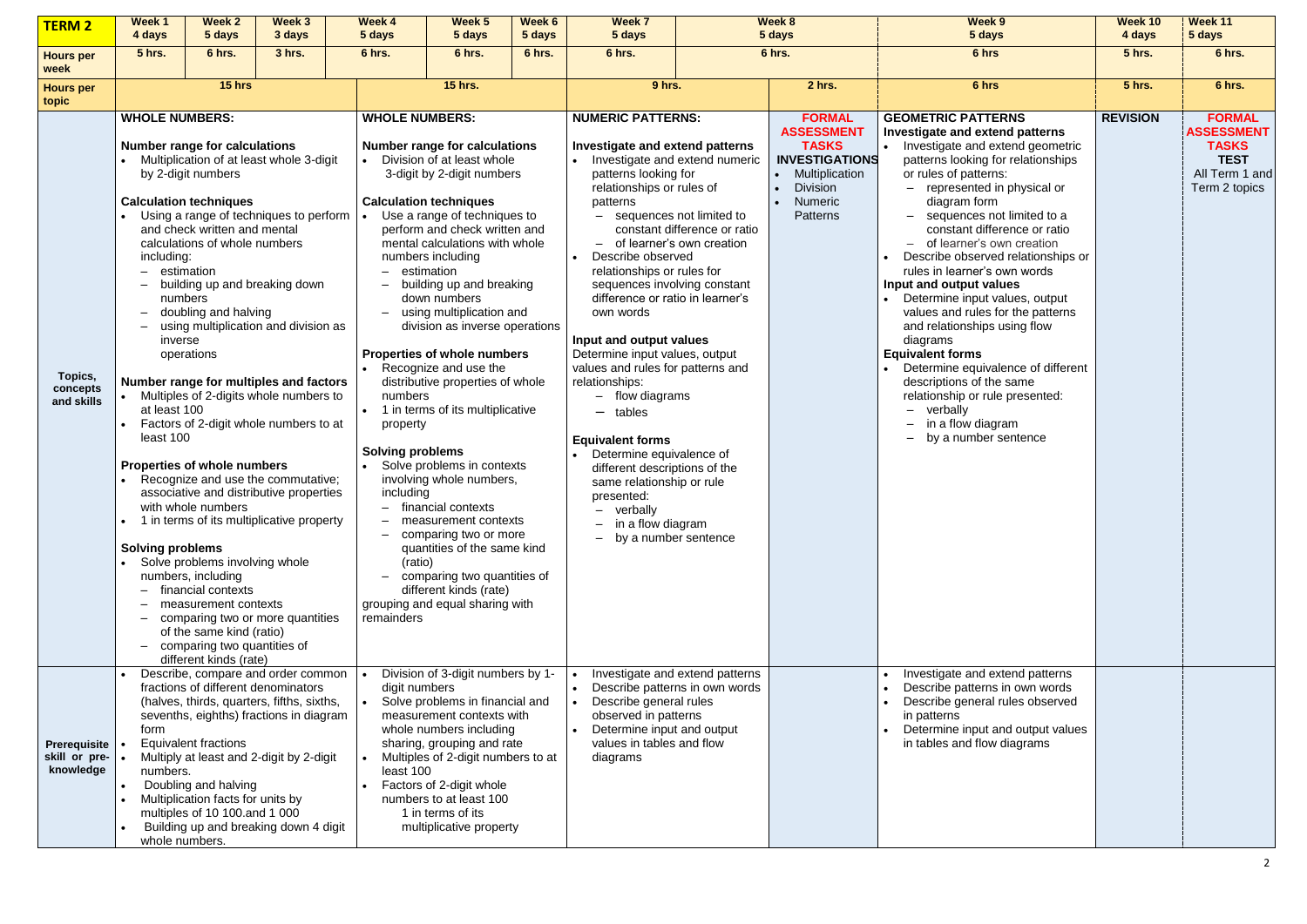| TERM 2 | Week 1 4 days | Week 2 5 days | Week 3 3 days | Week 4 5 days | Week 5 5 days | Week 6 5 days | Week 7 5 days | Week 8 5 days | | Week 9 5 days | Week 10 4 days | Week 11 5 days |
|---|---|---|---|---|---|---|---|---|---|---|---|---|
| **Hours per week** | 5 hrs. | 6 hrs. | 3 hrs. | 6 hrs. | 6 hrs. | 6 hrs. | 6 hrs. | 6 hrs. | | 6 hrs | 5 hrs. | 6 hrs. |
| **Hours per topic** | 15 hrs | | | 15 hrs. | | | 9 hrs. | | 2 hrs. | 6 hrs | 5 hrs. | 6 hrs. |
| **Topics, concepts and skills** | **WHOLE NUMBERS:**<br><br>**Number range for calculations**<br>• Multiplication of at least whole 3-digit by 2-digit numbers<br><br>**Calculation techniques**<br>• Using a range of techniques to perform and check written and mental calculations of whole numbers including:<br>– estimation<br>– building up and breaking down numbers<br>– doubling and halving<br>– using multiplication and division as inverse operations<br><br>**Number range for multiples and factors**<br>• Multiples of 2-digits whole numbers to at least 100<br>• Factors of 2-digit whole numbers to at least 100<br><br>**Properties of whole numbers**<br>• Recognize and use the commutative; associative and distributive properties with whole numbers<br>• 1 in terms of its multiplicative property<br><br>**Solving problems**<br>• Solve problems involving whole numbers, including<br>– financial contexts<br>– measurement contexts<br>– comparing two or more quantities of the same kind (ratio)<br>– comparing two quantities of different kinds (rate) | | | **WHOLE NUMBERS:**<br><br>**Number range for calculations**<br>• Division of at least whole 3-digit by 2-digit numbers<br><br>**Calculation techniques**<br>• Use a range of techniques to perform and check written and mental calculations with whole numbers including<br>– estimation<br>– building up and breaking down numbers<br>– using multiplication and division as inverse operations<br><br>**Properties of whole numbers**<br>• Recognize and use the distributive properties of whole numbers<br>• 1 in terms of its multiplicative property<br><br>**Solving problems**<br>• Solve problems in contexts involving whole numbers, including<br>– financial contexts<br>– measurement contexts<br>– comparing two or more quantities of the same kind (ratio)<br>– comparing two quantities of different kinds (rate)<br>grouping and equal sharing with remainders | | | **NUMERIC PATTERNS:**<br><br>**Investigate and extend patterns**<br>• Investigate and extend numeric patterns looking for relationships or rules of patterns<br>– sequences not limited to constant difference or ratio<br>– of learner's own creation<br>• Describe observed relationships or rules for sequences involving constant difference or ratio in learner's own words<br><br>**Input and output values**<br>Determine input values, output values and rules for patterns and relationships:<br>– flow diagrams<br>– tables<br><br>**Equivalent forms**<br>• Determine equivalence of different descriptions of the same relationship or rule presented:<br>– verbally<br>– in a flow diagram<br>– by a number sentence | | **FORMAL ASSESSMENT TASKS**<br>**INVESTIGATIONS**<br>• Multiplication<br>• Division<br>• Numeric Patterns | **GEOMETRIC PATTERNS**<br>**Investigate and extend patterns**<br>• Investigate and extend geometric patterns looking for relationships or rules of patterns:<br>– represented in physical or diagram form<br>– sequences not limited to a constant difference or ratio<br>– of learner's own creation<br>• Describe observed relationships or rules in learner's own words<br>**Input and output values**<br>• Determine input values, output values and rules for the patterns and relationships using flow diagrams<br>**Equivalent forms**<br>• Determine equivalence of different descriptions of the same relationship or rule presented:<br>– verbally<br>– in a flow diagram<br>– by a number sentence | **REVISION** | **FORMAL ASSESSMENT TASKS**<br>**TEST**<br>All Term 1 and Term 2 topics |
| **Prerequisite skill or pre-knowledge** | • Describe, compare and order common fractions of different denominators (halves, thirds, quarters, fifths, sixths, sevenths, eighths) fractions in diagram form<br>• Equivalent fractions<br>• Multiply at least and 2-digit by 2-digit numbers.<br>• Doubling and halving<br>• Multiplication facts for units by multiples of 10 100.and 1 000<br>• Building up and breaking down 4 digit whole numbers. | | | • Division of 3-digit numbers by 1-digit numbers<br>• Solve problems in financial and measurement contexts with whole numbers including sharing, grouping and rate<br>• Multiples of 2-digit numbers to at least 100<br>• Factors of 2-digit whole numbers to at least 100<br>1 in terms of its multiplicative property | | | • Investigate and extend patterns<br>• Describe patterns in own words<br>• Describe general rules observed in patterns<br>• Determine input and output values in tables and flow diagrams | | | • Investigate and extend patterns<br>• Describe patterns in own words<br>• Describe general rules observed in patterns<br>• Determine input and output values in tables and flow diagrams | | |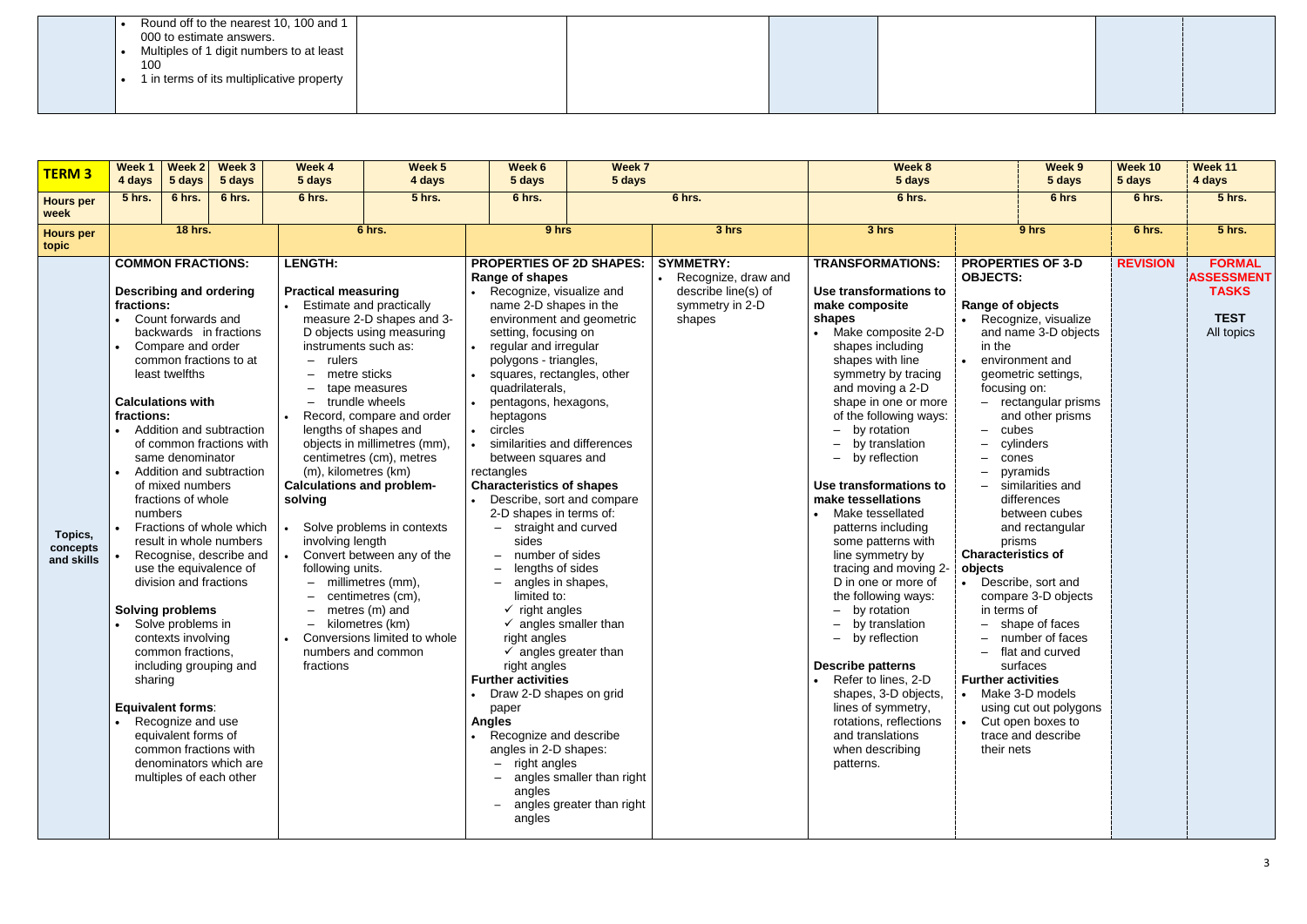| | | | | | | |
|---|---|---|---|---|---|---|
| | • Round off to the nearest 10, 100 and 1 000 to estimate answers.<br>• Multiples of 1 digit numbers to at least 100<br>• 1 in terms of its multiplicative property | | | | | |

| **TERM 3** | Week 1<br>4 days | Week 2<br>5 days | Week 3<br>5 days | Week 4<br>5 days | Week 5<br>4 days | Week 6<br>5 days | Week 7<br>5 days | | Week 8<br>5 days | | Week 9<br>5 days | Week 10<br>5 days | Week 11<br>4 days |
|---|---|---|---|---|---|---|---|---|---|---|---|---|---|
| **Hours per week** | 5 hrs. | 6 hrs. | 6 hrs. | 6 hrs. | 5 hrs. | 6 hrs. | 6 hrs. | | 6 hrs. | | 6 hrs | 6 hrs. | 5 hrs. |
| **Hours per topic** | 18 hrs. | | | 6 hrs. | | 9 hrs | | 3 hrs | 3 hrs | 9 hrs | | 6 hrs. | 5 hrs. |
| **Topics, concepts and skills** | **COMMON FRACTIONS:**<br><br>**Describing and ordering fractions:**<br>• Count forwards and backwards in fractions<br>• Compare and order common fractions to at least twelfths<br><br>**Calculations with fractions:**<br>• Addition and subtraction of common fractions with same denominator<br>• Addition and subtraction of mixed numbers fractions of whole numbers<br>• Fractions of whole which result in whole numbers<br>• Recognise, describe and use the equivalence of division and fractions<br><br>**Solving problems**<br>• Solve problems in contexts involving common fractions, including grouping and sharing<br><br>**Equivalent forms**:<br>• Recognize and use equivalent forms of common fractions with denominators which are multiples of each other | | | **LENGTH:**<br><br>**Practical measuring**<br>• Estimate and practically measure 2-D shapes and 3-D objects using measuring instruments such as:<br>– rulers<br>– metre sticks<br>– tape measures<br>– trundle wheels<br>• Record, compare and order lengths of shapes and objects in millimetres (mm), centimetres (cm), metres (m), kilometres (km)<br>**Calculations and problem-solving**<br>• Solve problems in contexts involving length<br>• Convert between any of the following units.<br>– millimetres (mm),<br>– centimetres (cm),<br>– metres (m) and<br>– kilometres (km)<br>• Conversions limited to whole numbers and common fractions | | **PROPERTIES OF 2D SHAPES:**<br>**Range of shapes**<br>• Recognize, visualize and name 2-D shapes in the environment and geometric setting, focusing on<br>• regular and irregular polygons - triangles,<br>• squares, rectangles, other quadrilaterals,<br>• pentagons, hexagons, heptagons<br>• circles<br>• similarities and differences between squares and rectangles<br>**Characteristics of shapes**<br>• Describe, sort and compare 2-D shapes in terms of:<br>– straight and curved sides<br>– number of sides<br>– lengths of sides<br>– angles in shapes, limited to:<br>✓ right angles<br>✓ angles smaller than right angles<br>✓ angles greater than right angles<br>**Further activities**<br>• Draw 2-D shapes on grid paper<br>**Angles**<br>• Recognize and describe angles in 2-D shapes:<br>– right angles<br>– angles smaller than right angles<br>– angles greater than right angles | | **SYMMETRY:**<br>• Recognize, draw and describe line(s) of symmetry in 2-D shapes | **TRANSFORMATIONS:**<br><br>**Use transformations to make composite shapes**<br>• Make composite 2-D shapes including shapes with line symmetry by tracing and moving a 2-D shape in one or more of the following ways:<br>– by rotation<br>– by translation<br>– by reflection<br><br>**Use transformations to make tessellations**<br>• Make tessellated patterns including some patterns with line symmetry by tracing and moving 2-D in one or more of the following ways:<br>– by rotation<br>– by translation<br>– by reflection<br><br>**Describe patterns**<br>• Refer to lines, 2-D shapes, 3-D objects, lines of symmetry, rotations, reflections and translations when describing patterns. | **PROPERTIES OF 3-D OBJECTS:**<br><br>**Range of objects**<br>• Recognize, visualize and name 3-D objects in the<br>• environment and geometric settings, focusing on:<br>– rectangular prisms and other prisms<br>– cubes<br>– cylinders<br>– cones<br>– pyramids<br>– similarities and differences between cubes and rectangular prisms<br>**Characteristics of objects**<br>• Describe, sort and compare 3-D objects in terms of<br>– shape of faces<br>– number of faces<br>– flat and curved surfaces<br>**Further activities**<br>• Make 3-D models using cut out polygons<br>• Cut open boxes to trace and describe their nets | | **REVISION** | **FORMAL ASSESSMENT TASKS**<br><br>**TEST**<br>All topics |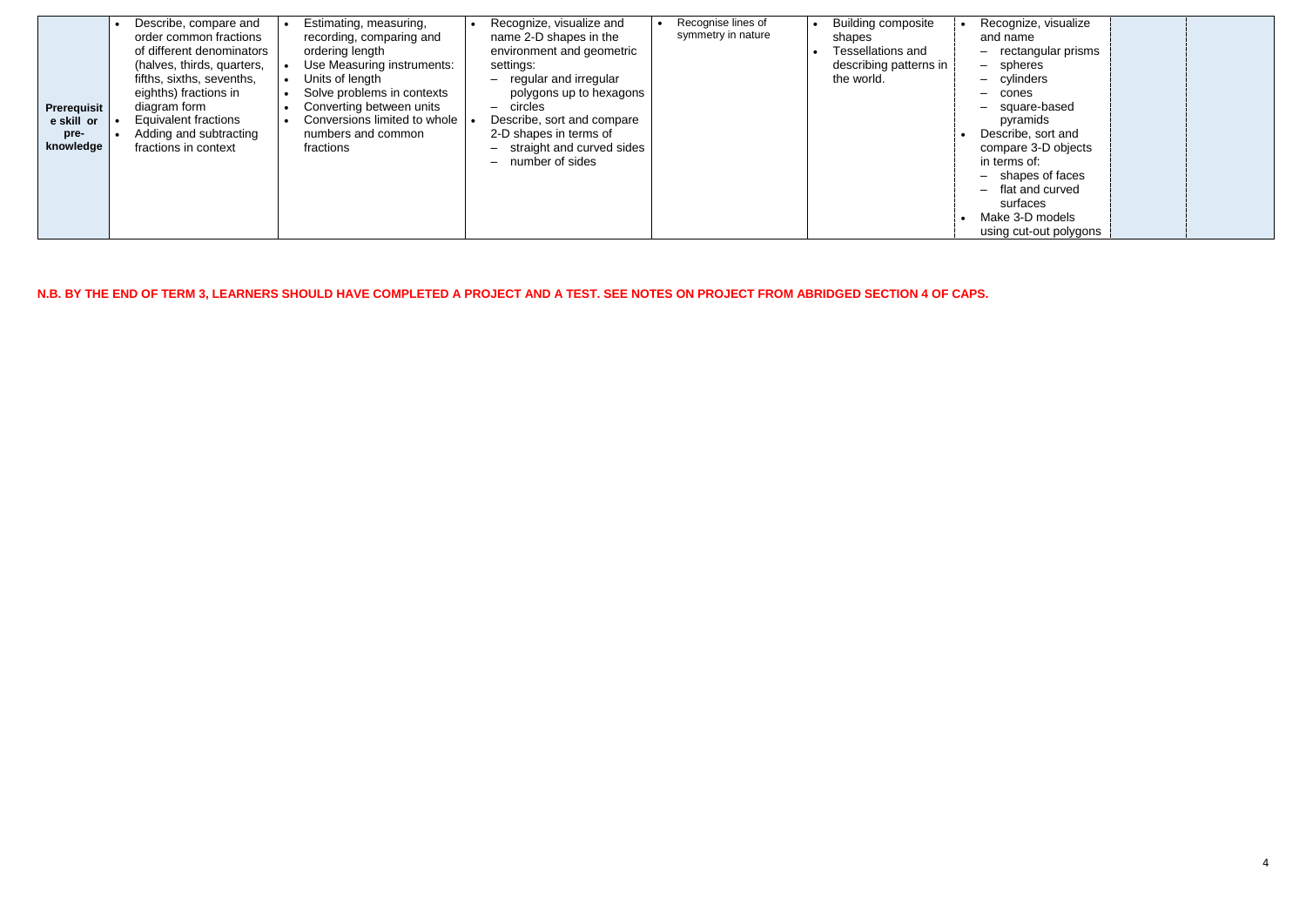| **Prerequisite skill or pre-knowledge** | • Describe, compare and order common fractions of different denominators (halves, thirds, quarters, fifths, sixths, sevenths, eighths) fractions in diagram form<br>• Equivalent fractions<br>• Adding and subtracting fractions in context | • Estimating, measuring, recording, comparing and ordering length<br>• Use Measuring instruments: Units of length<br>• Solve problems in contexts<br>• Converting between units<br>• Conversions limited to whole numbers and common fractions | • Recognize, visualize and name 2-D shapes in the environment and geometric settings:<br>– regular and irregular polygons up to hexagons<br>– circles<br>• Describe, sort and compare 2-D shapes in terms of<br>– straight and curved sides<br>– number of sides | • Recognise lines of symmetry in nature | • Building composite shapes<br>• Tessellations and describing patterns in the world. | • Recognize, visualize and name<br>– rectangular prisms<br>– spheres<br>– cylinders<br>– cones<br>– square-based pyramids<br>• Describe, sort and compare 3-D objects in terms of:<br>– shapes of faces<br>– flat and curved surfaces<br>• Make 3-D models using cut-out polygons | | |
|---|---|---|---|---|---|---|---|---|

**N.B. BY THE END OF TERM 3, LEARNERS SHOULD HAVE COMPLETED A PROJECT AND A TEST. SEE NOTES ON PROJECT FROM ABRIDGED SECTION 4 OF CAPS.**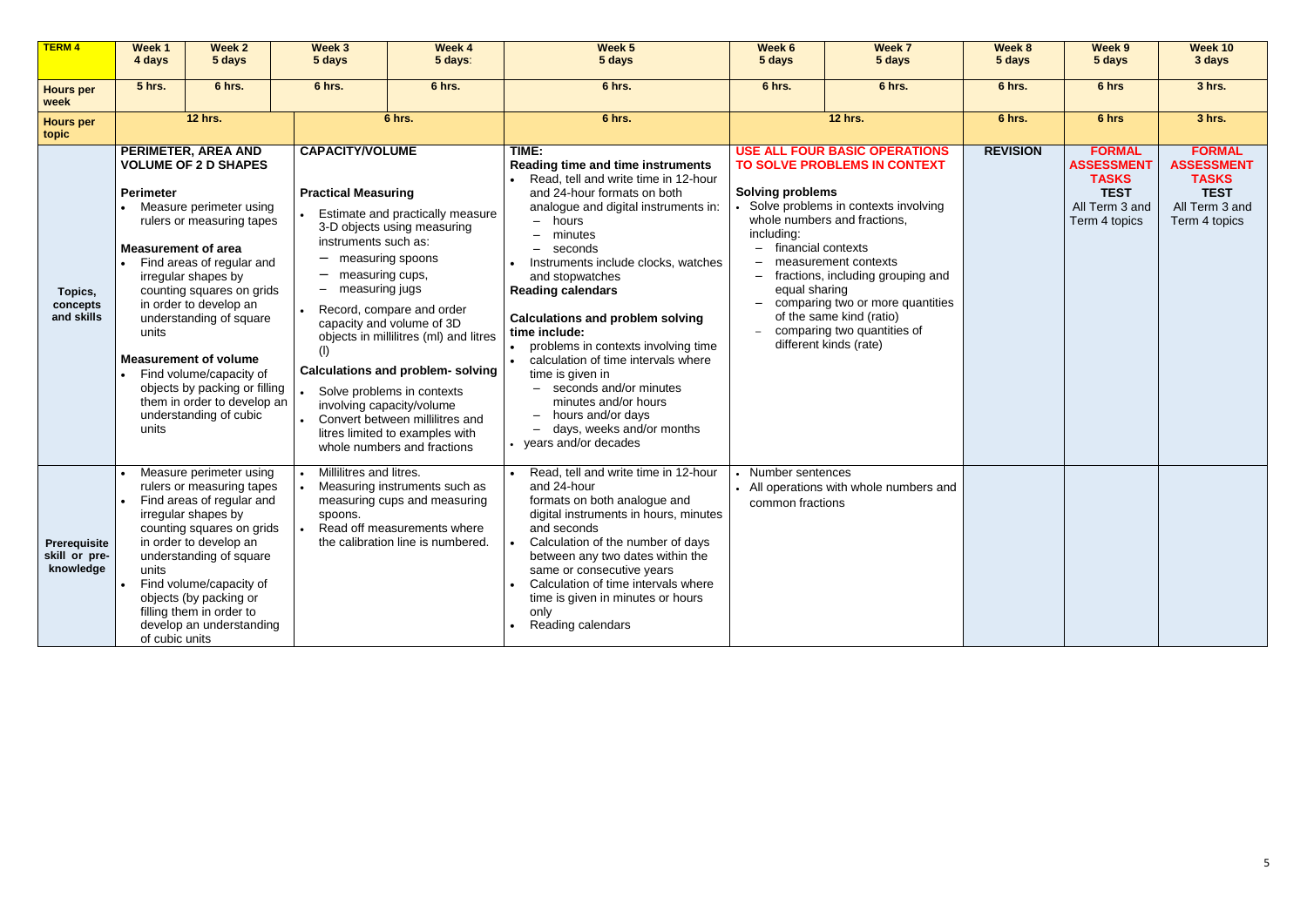| TERM 4 | Week 1<br>4 days | Week 2<br>5 days | Week 3<br>5 days | Week 4<br>5 days: | Week 5<br>5 days | Week 6<br>5 days | Week 7<br>5 days | Week 8<br>5 days | Week 9<br>5 days | Week 10<br>3 days |
|---|---|---|---|---|---|---|---|---|---|---|
| **Hours per week** | 5 hrs. | 6 hrs. | 6 hrs. | 6 hrs. | 6 hrs. | 6 hrs. | 6 hrs. | 6 hrs. | 6 hrs | 3 hrs. |
| **Hours per topic** | 12 hrs. | | 6 hrs. | | 6 hrs. | 12 hrs. | | 6 hrs. | 6 hrs | 3 hrs. |
| **Topics, concepts and skills** | **PERIMETER, AREA AND VOLUME OF 2 D SHAPES**<br><br>**Perimeter**<br>• Measure perimeter using rulers or measuring tapes<br><br>**Measurement of area**<br>• Find areas of regular and irregular shapes by counting squares on grids in order to develop an understanding of square units<br><br>**Measurement of volume**<br>• Find volume/capacity of objects by packing or filling them in order to develop an understanding of cubic units | | **CAPACITY/VOLUME**<br><br>**Practical Measuring**<br>• Estimate and practically measure 3-D objects using measuring instruments such as:<br>– measuring spoons<br>– measuring cups,<br>– measuring jugs<br>• Record, compare and order capacity and volume of 3D objects in millilitres (ml) and litres (l)<br><br>**Calculations and problem- solving**<br>• Solve problems in contexts involving capacity/volume<br>• Convert between millilitres and litres limited to examples with whole numbers and fractions | | **TIME:**<br>**Reading time and time instruments**<br>• Read, tell and write time in 12-hour and 24-hour formats on both analogue and digital instruments in:<br>– hours<br>– minutes<br>– seconds<br>• Instruments include clocks, watches and stopwatches<br>**Reading calendars**<br><br>**Calculations and problem solving time include:**<br>• problems in contexts involving time<br>• calculation of time intervals where time is given in<br>– seconds and/or minutes<br>minutes and/or hours<br>– hours and/or days<br>– days, weeks and/or months<br>• years and/or decades | **USE ALL FOUR BASIC OPERATIONS TO SOLVE PROBLEMS IN CONTEXT**<br><br>**Solving problems**<br>• Solve problems in contexts involving whole numbers and fractions, including:<br>– financial contexts<br>– measurement contexts<br>– fractions, including grouping and equal sharing<br>– comparing two or more quantities of the same kind (ratio)<br>– comparing two quantities of different kinds (rate) | | **REVISION** | **FORMAL ASSESSMENT TASKS**<br>**TEST**<br>All Term 3 and Term 4 topics | **FORMAL ASSESSMENT TASKS**<br>**TEST**<br>All Term 3 and Term 4 topics |
| **Prerequisite skill or pre-knowledge** | • Measure perimeter using rulers or measuring tapes<br>• Find areas of regular and irregular shapes by counting squares on grids in order to develop an understanding of square units<br>• Find volume/capacity of objects (by packing or filling them in order to develop an understanding of cubic units | | • Millilitres and litres.<br>• Measuring instruments such as measuring cups and measuring spoons.<br>• Read off measurements where the calibration line is numbered. | | • Read, tell and write time in 12-hour and 24-hour formats on both analogue and digital instruments in hours, minutes and seconds<br>• Calculation of the number of days between any two dates within the same or consecutive years<br>• Calculation of time intervals where time is given in minutes or hours only<br>• Reading calendars | • Number sentences<br>• All operations with whole numbers and common fractions | | | | |